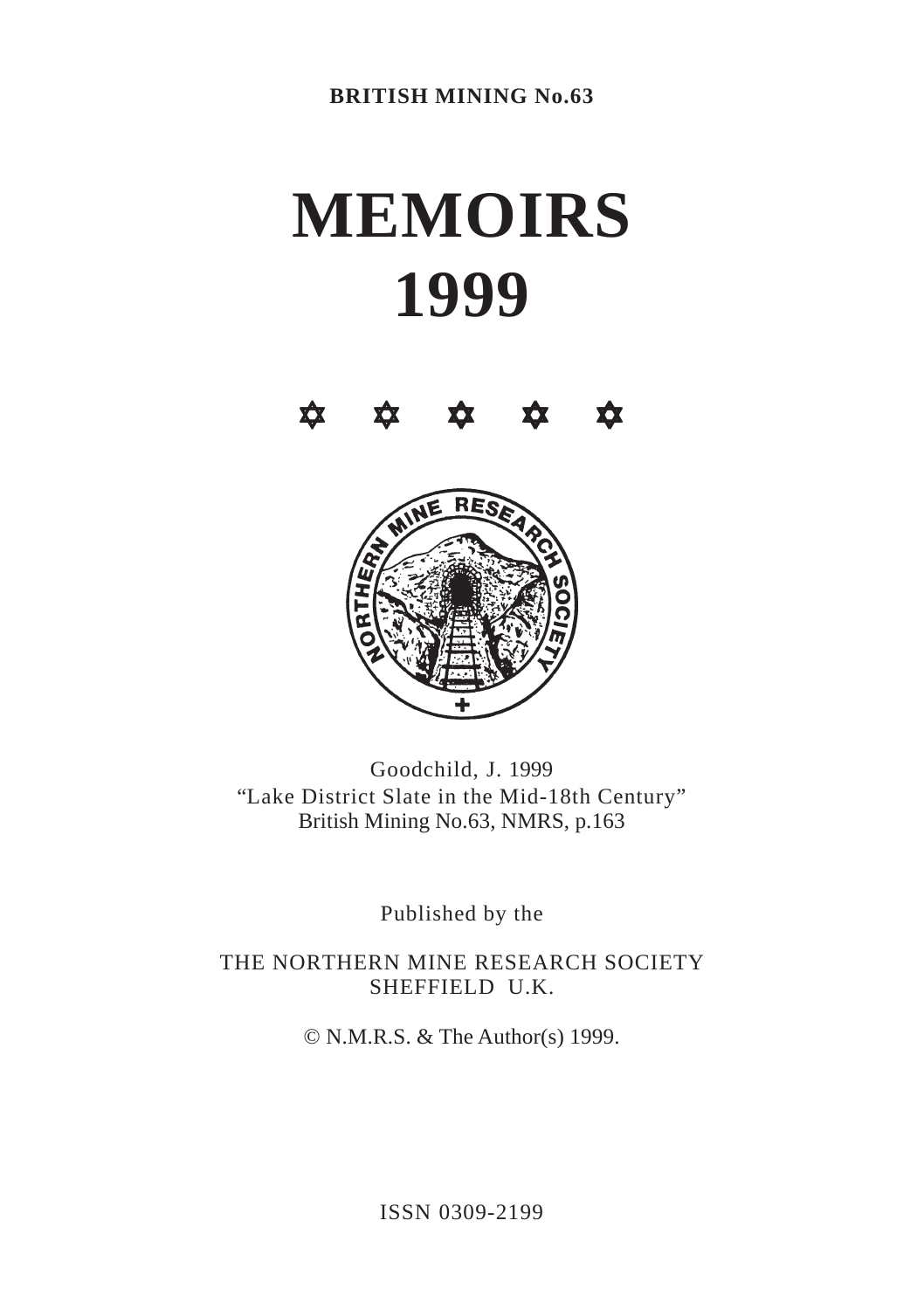**BRITISH MINING No.63**

# MEMOIRS
# 1999

Goodchild, J. 1999
"Lake District Slate in the Mid-18th Century"
British Mining No.63, NMRS, p.163

Published by the

THE NORTHERN MINE RESEARCH SOCIETY
SHEFFIELD U.K.

© N.M.R.S. & The Author(s) 1999.

ISSN 0309-2199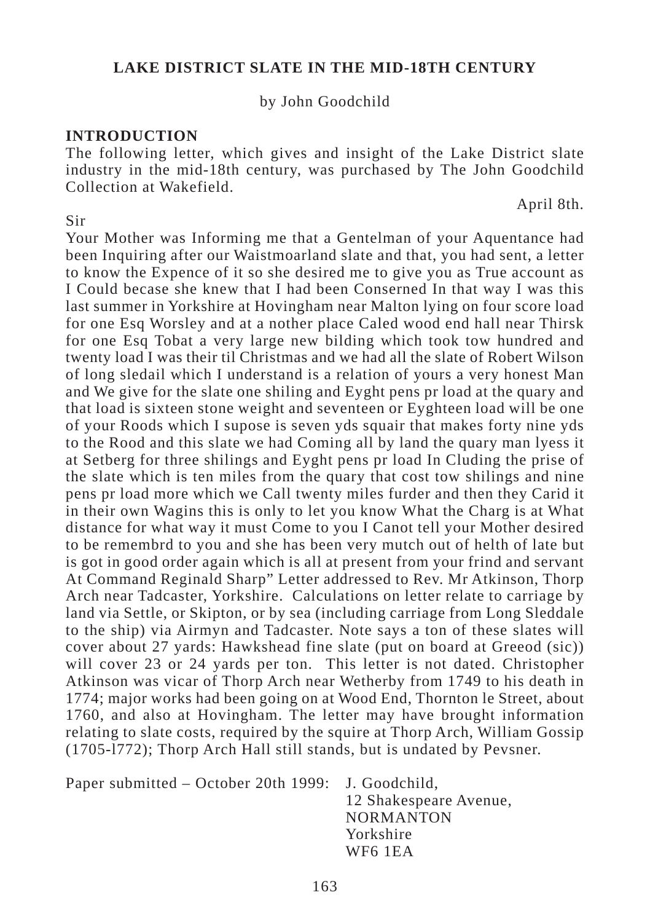## LAKE DISTRICT SLATE IN THE MID-18TH CENTURY

by John Goodchild

### INTRODUCTION

The following letter, which gives and insight of the Lake District slate industry in the mid-18th century, was purchased by The John Goodchild Collection at Wakefield.

April 8th.

Sir

Your Mother was Informing me that a Gentelman of your Aquentance had been Inquiring after our Waistmoarland slate and that, you had sent, a letter to know the Expence of it so she desired me to give you as True account as I Could becase she knew that I had been Conserned In that way I was this last summer in Yorkshire at Hovingham near Malton lying on four score load for one Esq Worsley and at a nother place Caled wood end hall near Thirsk for one Esq Tobat a very large new bilding which took tow hundred and twenty load I was their til Christmas and we had all the slate of Robert Wilson of long sledail which I understand is a relation of yours a very honest Man and We give for the slate one shiling and Eyght pens pr load at the quary and that load is sixteen stone weight and seventeen or Eyghteen load will be one of your Roods which I supose is seven yds squair that makes forty nine yds to the Rood and this slate we had Coming all by land the quary man lyess it at Setberg for three shilings and Eyght pens pr load In Cluding the prise of the slate which is ten miles from the quary that cost tow shilings and nine pens pr load more which we Call twenty miles furder and then they Carid it in their own Wagins this is only to let you know What the Charg is at What distance for what way it must Come to you I Canot tell your Mother desired to be remembrd to you and she has been very mutch out of helth of late but is got in good order again which is all at present from your frind and servant At Command Reginald Sharp" Letter addressed to Rev. Mr Atkinson, Thorp Arch near Tadcaster, Yorkshire. Calculations on letter relate to carriage by land via Settle, or Skipton, or by sea (including carriage from Long Sleddale to the ship) via Airmyn and Tadcaster. Note says a ton of these slates will cover about 27 yards: Hawkshead fine slate (put on board at Greeod (sic)) will cover 23 or 24 yards per ton. This letter is not dated. Christopher Atkinson was vicar of Thorp Arch near Wetherby from 1749 to his death in 1774; major works had been going on at Wood End, Thornton le Street, about 1760, and also at Hovingham. The letter may have brought information relating to slate costs, required by the squire at Thorp Arch, William Gossip (1705-l772); Thorp Arch Hall still stands, but is undated by Pevsner.

Paper submitted – October 20th 1999: J. Goodchild,
12 Shakespeare Avenue,
NORMANTON
Yorkshire
WF6 1EA